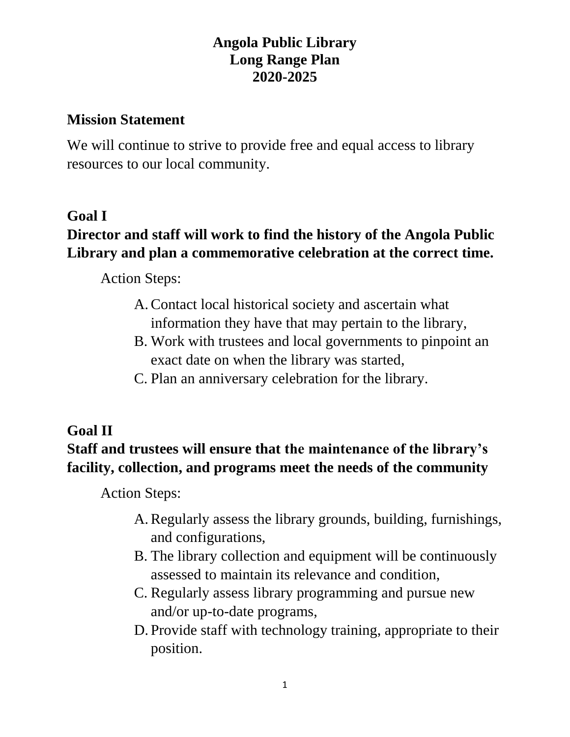# Angola Public Library
# Long Range Plan
# 2020-2025

## Mission Statement

We will continue to strive to provide free and equal access to library resources to our local community.

## Goal I

**Director and staff will work to find the history of the Angola Public Library and plan a commemorative celebration at the correct time.**

Action Steps:

A. Contact local historical society and ascertain what information they have that may pertain to the library,
B. Work with trustees and local governments to pinpoint an exact date on when the library was started,
C. Plan an anniversary celebration for the library.

## Goal II

**Staff and trustees will ensure that the maintenance of the library's facility, collection, and programs meet the needs of the community**

Action Steps:

A. Regularly assess the library grounds, building, furnishings, and configurations,
B. The library collection and equipment will be continuously assessed to maintain its relevance and condition,
C. Regularly assess library programming and pursue new and/or up-to-date programs,
D. Provide staff with technology training, appropriate to their position.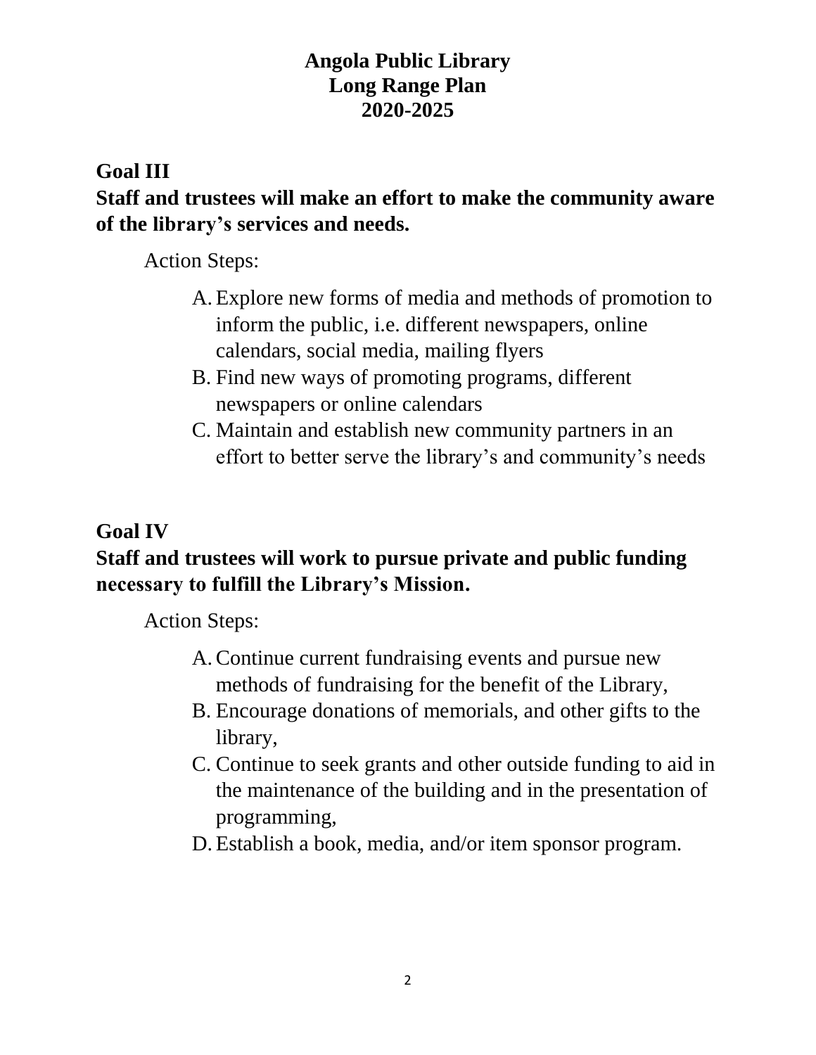# Angola Public Library
# Long Range Plan
# 2020-2025

## Goal III

**Staff and trustees will make an effort to make the community aware of the library's services and needs.**

Action Steps:

A. Explore new forms of media and methods of promotion to inform the public, i.e. different newspapers, online calendars, social media, mailing flyers
B. Find new ways of promoting programs, different newspapers or online calendars
C. Maintain and establish new community partners in an effort to better serve the library's and community's needs

## Goal IV

**Staff and trustees will work to pursue private and public funding necessary to fulfill the Library's Mission.**

Action Steps:

A. Continue current fundraising events and pursue new methods of fundraising for the benefit of the Library,
B. Encourage donations of memorials, and other gifts to the library,
C. Continue to seek grants and other outside funding to aid in the maintenance of the building and in the presentation of programming,
D. Establish a book, media, and/or item sponsor program.